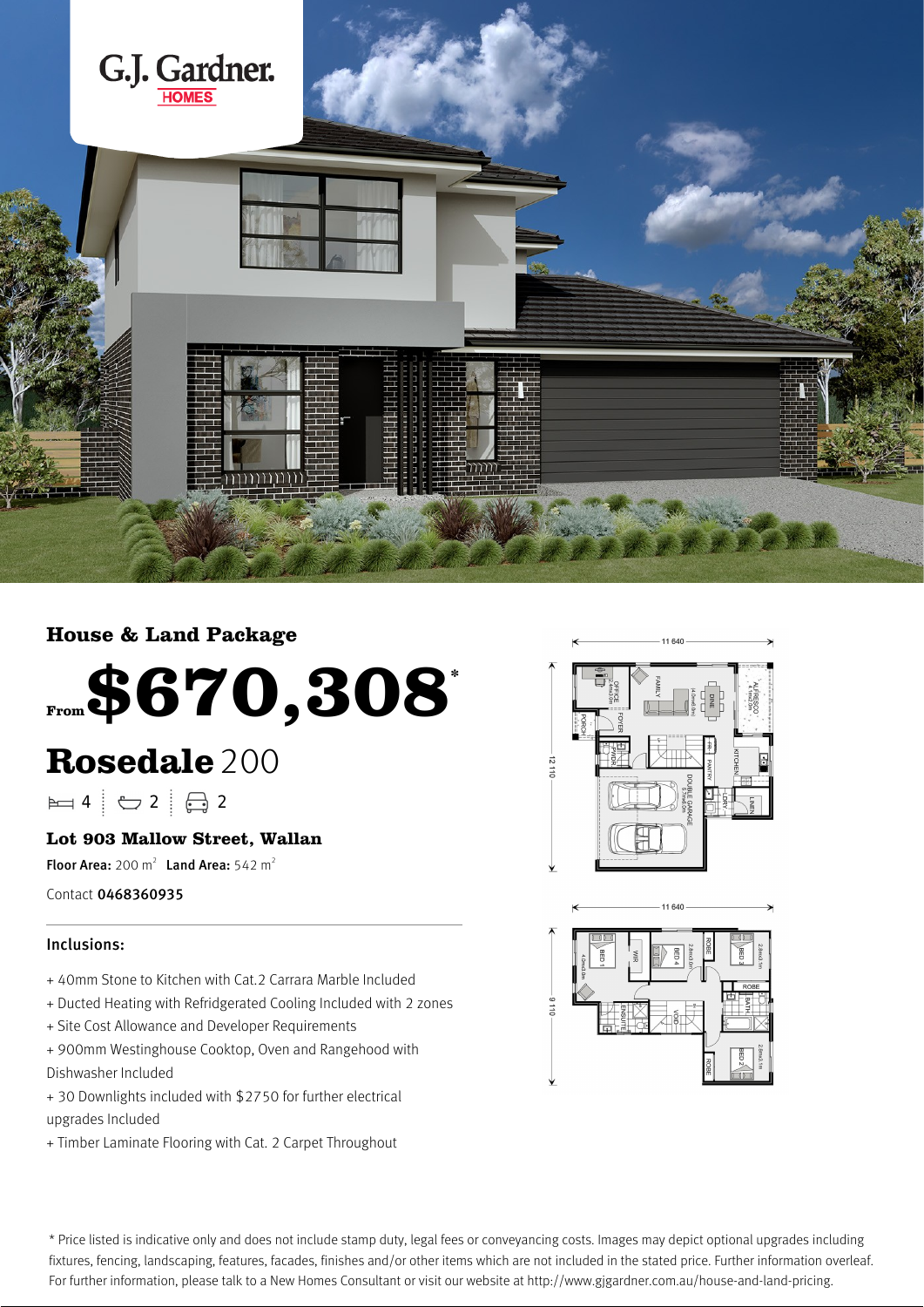G.J. Gardner. HOMES

## House & Land Package

From **$670,308***

# Rosedale 200

4 | 2 | 2

**Lot 903 Mallow Street, Wallan**

**Floor Area:** 200 m² **Land Area:** 542 m²

Contact **0468360935**

### Inclusions:

+ 40mm Stone to Kitchen with Cat.2 Carrara Marble Included
+ Ducted Heating with Refridgerated Cooling Included with 2 zones
+ Site Cost Allowance and Developer Requirements
+ 900mm Westinghouse Cooktop, Oven and Rangehood with Dishwasher Included
+ 30 Downlights included with $2750 for further electrical upgrades Included
+ Timber Laminate Flooring with Cat. 2 Carpet Throughout

\* Price listed is indicative only and does not include stamp duty, legal fees or conveyancing costs. Images may depict optional upgrades including fixtures, fencing, landscaping, features, facades, finishes and/or other items which are not included in the stated price. Further information overleaf. For further information, please talk to a New Homes Consultant or visit our website at http://www.gjgardner.com.au/house-and-land-pricing.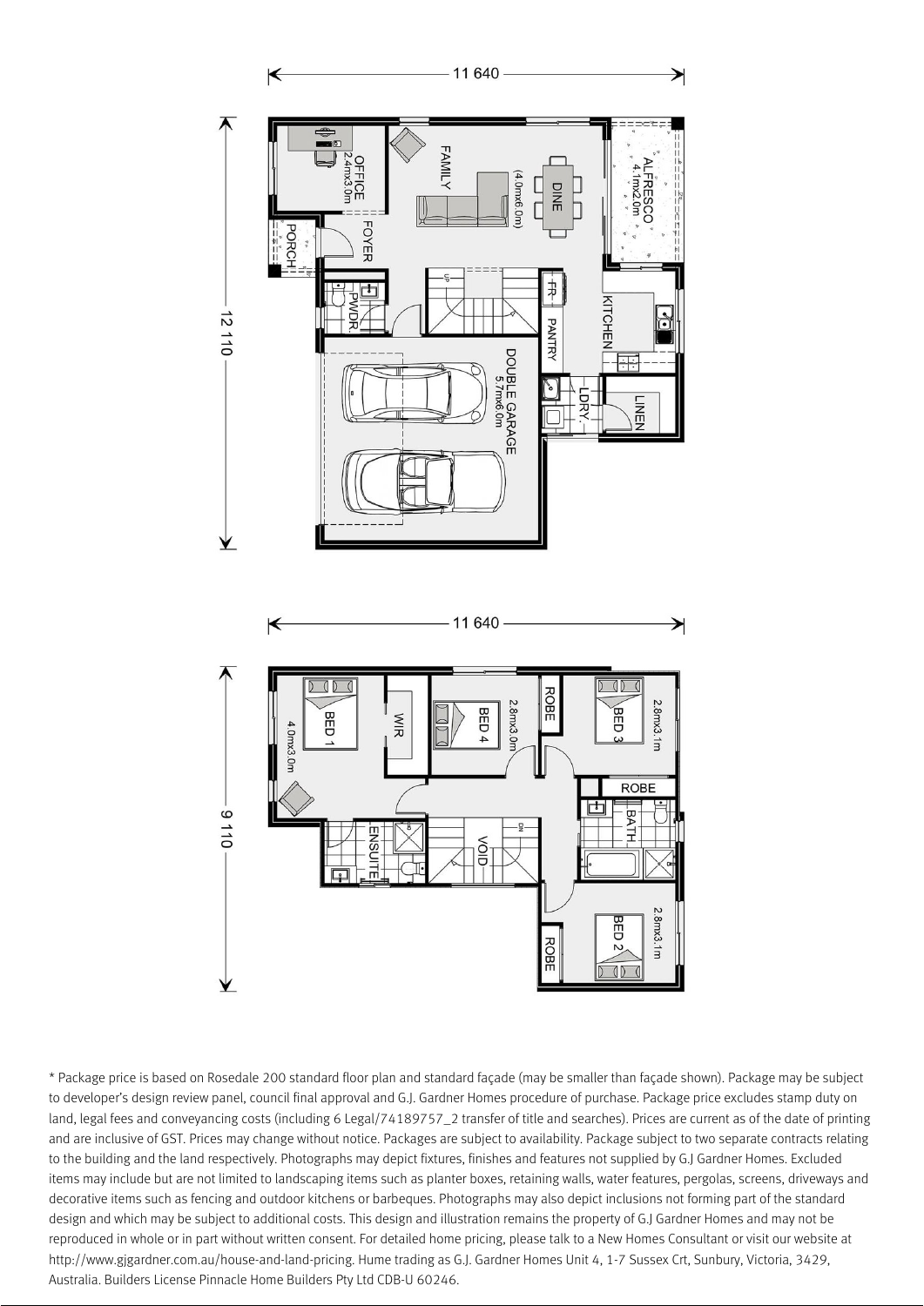11 640

12 110

OFFICE
2.4mx3.0m

FAMILY

(4.0mx6.0m)

DINE

ALFRESCO
4.1mx2.0m

PORCH

FOYER

PWDR.

UP

FR

PANTRY

KITCHEN

DOUBLE GARAGE
5.7mx6.0m

LDRY.

LINEN

11 640

9 110

BED 1
4.0mx3.0m

WIR

BED 4
2.8mx3.0m

ROBE

BED 3
2.8mx3.1m

ROBE

BATH

ENSUITE

VOID

DN

BED 2
2.8mx3.1m

ROBE

* Package price is based on Rosedale 200 standard floor plan and standard façade (may be smaller than façade shown). Package may be subject to developer's design review panel, council final approval and G.J. Gardner Homes procedure of purchase. Package price excludes stamp duty on land, legal fees and conveyancing costs (including 6 Legal/74189757_2 transfer of title and searches). Prices are current as of the date of printing and are inclusive of GST. Prices may change without notice. Packages are subject to availability. Package subject to two separate contracts relating to the building and the land respectively. Photographs may depict fixtures, finishes and features not supplied by G.J Gardner Homes. Excluded items may include but are not limited to landscaping items such as planter boxes, retaining walls, water features, pergolas, screens, driveways and decorative items such as fencing and outdoor kitchens or barbeques. Photographs may also depict inclusions not forming part of the standard design and which may be subject to additional costs. This design and illustration remains the property of G.J Gardner Homes and may not be reproduced in whole or in part without written consent. For detailed home pricing, please talk to a New Homes Consultant or visit our website at http://www.gjgardner.com.au/house-and-land-pricing. Hume trading as G.J. Gardner Homes Unit 4, 1-7 Sussex Crt, Sunbury, Victoria, 3429, Australia. Builders License Pinnacle Home Builders Pty Ltd CDB-U 60246.